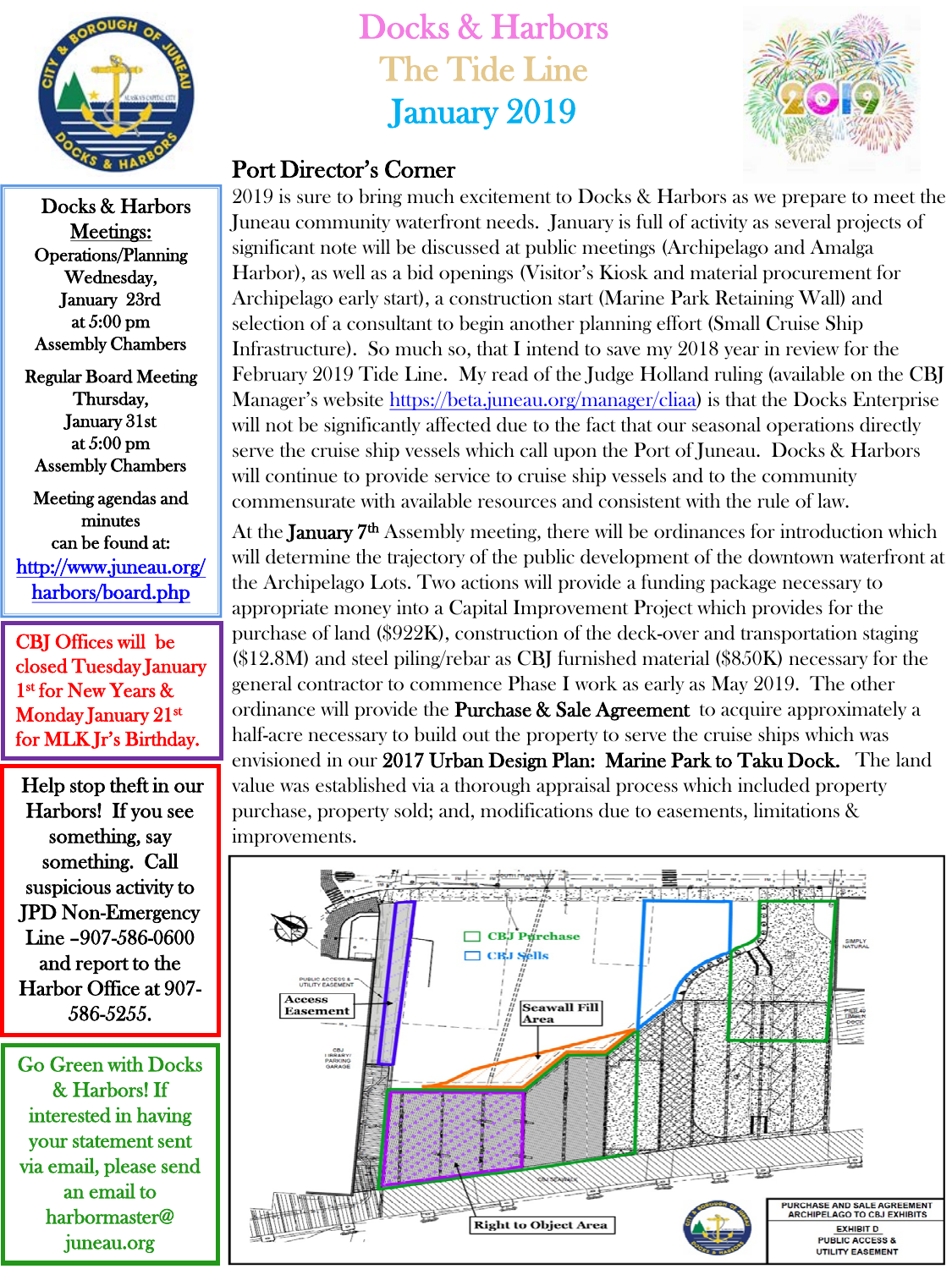# Docks & Harbors
# The Tide Line
# January 2019

**Docks & Harbors Meetings:**

Operations/Planning
Wednesday,
January 23rd
at 5:00 pm
Assembly Chambers

Regular Board Meeting
Thursday,
January 31st
at 5:00 pm
Assembly Chambers

Meeting agendas and minutes can be found at:
http://www.juneau.org/harbors/board.php

CBJ Offices will be closed Tuesday January 1st for New Years & Monday January 21st for MLK Jr's Birthday.

Help stop theft in our Harbors! If you see something, say something. Call suspicious activity to JPD Non-Emergency Line –907-586-0600 and report to the Harbor Office at 907-586-5255.

Go Green with Docks & Harbors! If interested in having your statement sent via email, please send an email to harbormaster@juneau.org

## Port Director's Corner

2019 is sure to bring much excitement to Docks & Harbors as we prepare to meet the Juneau community waterfront needs. January is full of activity as several projects of significant note will be discussed at public meetings (Archipelago and Amalga Harbor), as well as a bid openings (Visitor's Kiosk and material procurement for Archipelago early start), a construction start (Marine Park Retaining Wall) and selection of a consultant to begin another planning effort (Small Cruise Ship Infrastructure). So much so, that I intend to save my 2018 year in review for the February 2019 Tide Line. My read of the Judge Holland ruling (available on the CBJ Manager's website https://beta.juneau.org/manager/cliaa) is that the Docks Enterprise will not be significantly affected due to the fact that our seasonal operations directly serve the cruise ship vessels which call upon the Port of Juneau. Docks & Harbors will continue to provide service to cruise ship vessels and to the community commensurate with available resources and consistent with the rule of law.

At the **January 7th** Assembly meeting, there will be ordinances for introduction which will determine the trajectory of the public development of the downtown waterfront at the Archipelago Lots. Two actions will provide a funding package necessary to appropriate money into a Capital Improvement Project which provides for the purchase of land ($922K), construction of the deck-over and transportation staging ($12.8M) and steel piling/rebar as CBJ furnished material ($850K) necessary for the general contractor to commence Phase I work as early as May 2019. The other ordinance will provide the **Purchase & Sale Agreement** to acquire approximately a half-acre necessary to build out the property to serve the cruise ships which was envisioned in our **2017 Urban Design Plan: Marine Park to Taku Dock.** The land value was established via a thorough appraisal process which included property purchase, property sold; and, modifications due to easements, limitations & improvements.

CBJ Purchase
CBJ Sells
Access Easement
Seawall Fill Area
Right to Object Area
PURCHASE AND SALE AGREEMENT ARCHIPELAGO TO CBJ EXHIBITS
EXHIBIT D
PUBLIC ACCESS & UTILITY EASEMENT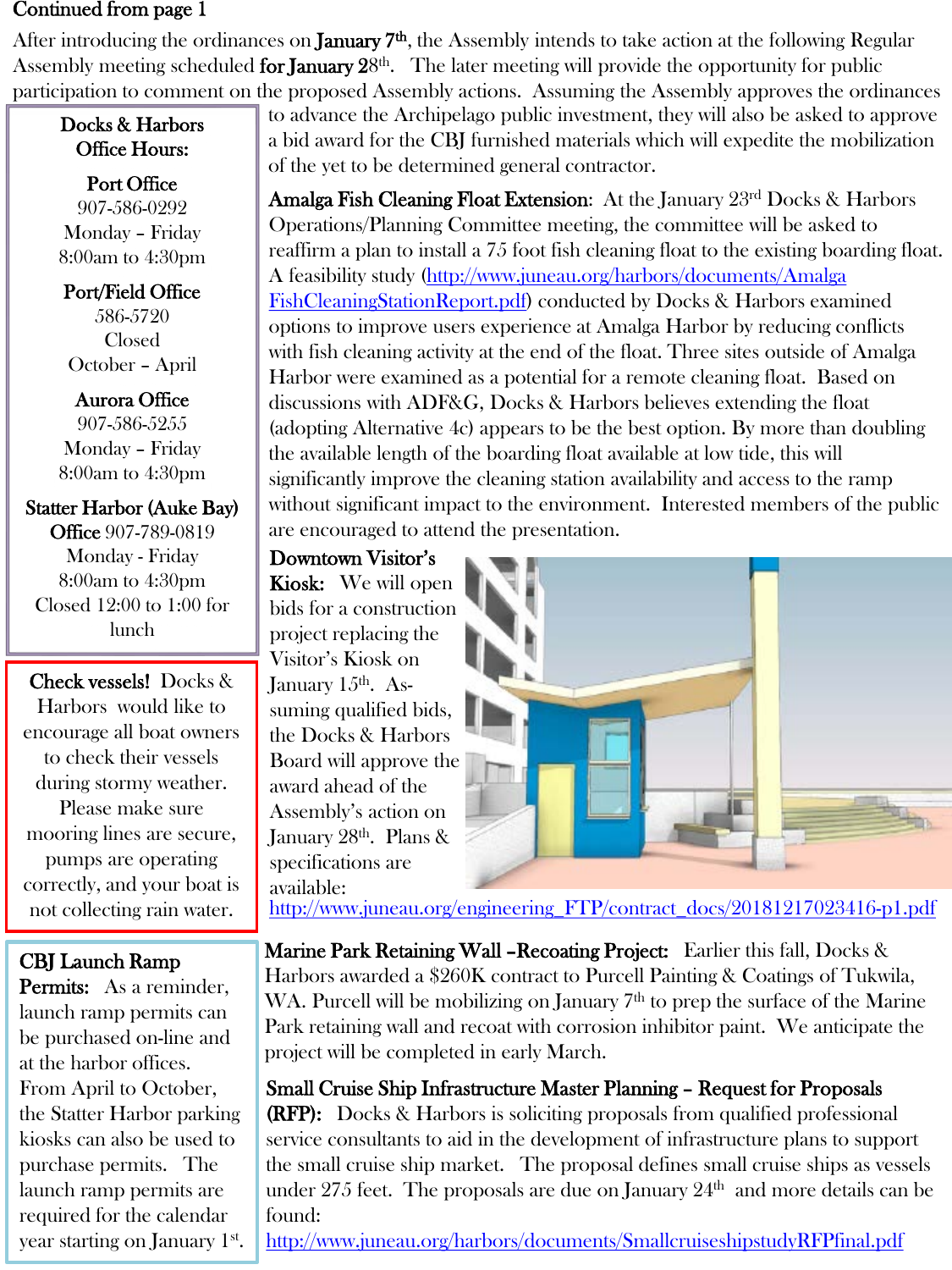Continued from page 1

After introducing the ordinances on **January 7th**, the Assembly intends to take action at the following Regular Assembly meeting scheduled **for January 28th**. The later meeting will provide the opportunity for public participation to comment on the proposed Assembly actions. Assuming the Assembly approves the ordinances to advance the Archipelago public investment, they will also be asked to approve a bid award for the CBJ furnished materials which will expedite the mobilization of the yet to be determined general contractor.

**Amalga Fish Cleaning Float Extension:** At the January 23rd Docks & Harbors Operations/Planning Committee meeting, the committee will be asked to reaffirm a plan to install a 75 foot fish cleaning float to the existing boarding float. A feasibility study (http://www.juneau.org/harbors/documents/AmalgaFishCleaningStationReport.pdf) conducted by Docks & Harbors examined options to improve users experience at Amalga Harbor by reducing conflicts with fish cleaning activity at the end of the float. Three sites outside of Amalga Harbor were examined as a potential for a remote cleaning float. Based on discussions with ADF&G, Docks & Harbors believes extending the float (adopting Alternative 4c) appears to be the best option. By more than doubling the available length of the boarding float available at low tide, this will significantly improve the cleaning station availability and access to the ramp without significant impact to the environment. Interested members of the public are encouraged to attend the presentation.

**Downtown Visitor's Kiosk:** We will open bids for a construction project replacing the Visitor's Kiosk on January 15th. Assuming qualified bids, the Docks & Harbors Board will approve the award ahead of the Assembly's action on January 28th. Plans & specifications are available: http://www.juneau.org/engineering_FTP/contract_docs/20181217023416-p1.pdf

**Marine Park Retaining Wall –Recoating Project:** Earlier this fall, Docks & Harbors awarded a $260K contract to Purcell Painting & Coatings of Tukwila, WA. Purcell will be mobilizing on January 7th to prep the surface of the Marine Park retaining wall and recoat with corrosion inhibitor paint. We anticipate the project will be completed in early March.

**Small Cruise Ship Infrastructure Master Planning – Request for Proposals (RFP):** Docks & Harbors is soliciting proposals from qualified professional service consultants to aid in the development of infrastructure plans to support the small cruise ship market. The proposal defines small cruise ships as vessels under 275 feet. The proposals are due on January 24th and more details can be found: http://www.juneau.org/harbors/documents/SmallcruiseshipstudyRFPfinal.pdf

---

**Docks & Harbors Office Hours:**

**Port Office**
907-586-0292
Monday – Friday
8:00am to 4:30pm

**Port/Field Office**
586-5720
Closed
October – April

**Aurora Office**
907-586-5255
Monday – Friday
8:00am to 4:30pm

**Statter Harbor (Auke Bay) Office** 907-789-0819
Monday - Friday
8:00am to 4:30pm
Closed 12:00 to 1:00 for lunch

---

**Check vessels!** Docks & Harbors would like to encourage all boat owners to check their vessels during stormy weather. Please make sure mooring lines are secure, pumps are operating correctly, and your boat is not collecting rain water.

---

**CBJ Launch Ramp Permits:** As a reminder, launch ramp permits can be purchased on-line and at the harbor offices. From April to October, the Statter Harbor parking kiosks can also be used to purchase permits. The launch ramp permits are required for the calendar year starting on January 1st.